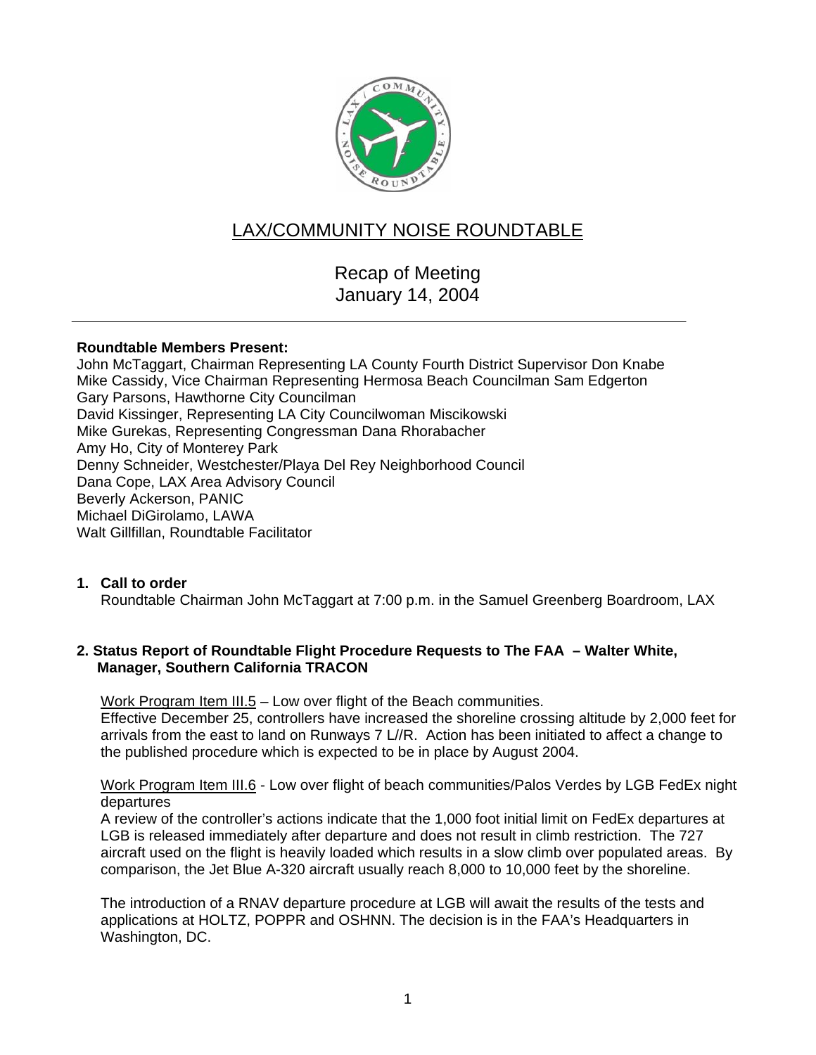# LAX/COMMUNITY NOISE ROUNDTABLE

## Recap of Meeting
## January 14, 2004

---

**Roundtable Members Present:**

John McTaggart, Chairman Representing LA County Fourth District Supervisor Don Knabe
Mike Cassidy, Vice Chairman Representing Hermosa Beach Councilman Sam Edgerton
Gary Parsons, Hawthorne City Councilman
David Kissinger, Representing LA City Councilwoman Miscikowski
Mike Gurekas, Representing Congressman Dana Rhorabacher
Amy Ho, City of Monterey Park
Denny Schneider, Westchester/Playa Del Rey Neighborhood Council
Dana Cope, LAX Area Advisory Council
Beverly Ackerson, PANIC
Michael DiGirolamo, LAWA
Walt Gillfillan, Roundtable Facilitator

**1. Call to order**

Roundtable Chairman John McTaggart at 7:00 p.m. in the Samuel Greenberg Boardroom, LAX

**2. Status Report of Roundtable Flight Procedure Requests to The FAA – Walter White, Manager, Southern California TRACON**

Work Program Item III.5 – Low over flight of the Beach communities.
Effective December 25, controllers have increased the shoreline crossing altitude by 2,000 feet for arrivals from the east to land on Runways 7 L//R. Action has been initiated to affect a change to the published procedure which is expected to be in place by August 2004.

Work Program Item III.6 - Low over flight of beach communities/Palos Verdes by LGB FedEx night departures
A review of the controller's actions indicate that the 1,000 foot initial limit on FedEx departures at LGB is released immediately after departure and does not result in climb restriction. The 727 aircraft used on the flight is heavily loaded which results in a slow climb over populated areas. By comparison, the Jet Blue A-320 aircraft usually reach 8,000 to 10,000 feet by the shoreline.

The introduction of a RNAV departure procedure at LGB will await the results of the tests and applications at HOLTZ, POPPR and OSHNN. The decision is in the FAA's Headquarters in Washington, DC.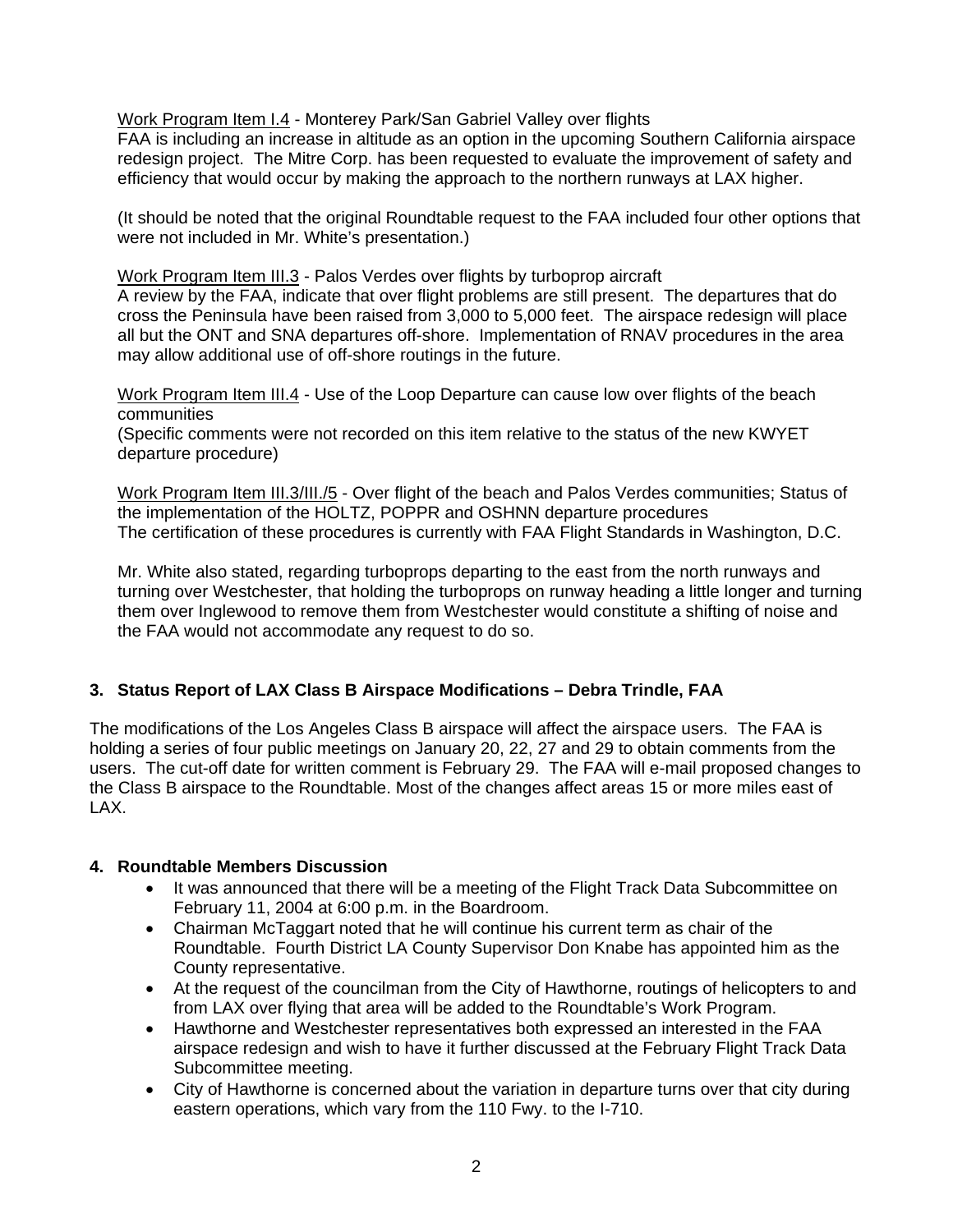Work Program Item I.4 - Monterey Park/San Gabriel Valley over flights
FAA is including an increase in altitude as an option in the upcoming Southern California airspace redesign project. The Mitre Corp. has been requested to evaluate the improvement of safety and efficiency that would occur by making the approach to the northern runways at LAX higher.

(It should be noted that the original Roundtable request to the FAA included four other options that were not included in Mr. White's presentation.)

Work Program Item III.3 - Palos Verdes over flights by turboprop aircraft
A review by the FAA, indicate that over flight problems are still present. The departures that do cross the Peninsula have been raised from 3,000 to 5,000 feet. The airspace redesign will place all but the ONT and SNA departures off-shore. Implementation of RNAV procedures in the area may allow additional use of off-shore routings in the future.

Work Program Item III.4 - Use of the Loop Departure can cause low over flights of the beach communities
(Specific comments were not recorded on this item relative to the status of the new KWYET departure procedure)

Work Program Item III.3/III./5 - Over flight of the beach and Palos Verdes communities; Status of the implementation of the HOLTZ, POPPR and OSHNN departure procedures
The certification of these procedures is currently with FAA Flight Standards in Washington, D.C.

Mr. White also stated, regarding turboprops departing to the east from the north runways and turning over Westchester, that holding the turboprops on runway heading a little longer and turning them over Inglewood to remove them from Westchester would constitute a shifting of noise and the FAA would not accommodate any request to do so.

### 3. Status Report of LAX Class B Airspace Modifications – Debra Trindle, FAA

The modifications of the Los Angeles Class B airspace will affect the airspace users. The FAA is holding a series of four public meetings on January 20, 22, 27 and 29 to obtain comments from the users. The cut-off date for written comment is February 29. The FAA will e-mail proposed changes to the Class B airspace to the Roundtable. Most of the changes affect areas 15 or more miles east of LAX.

### 4. Roundtable Members Discussion

- It was announced that there will be a meeting of the Flight Track Data Subcommittee on February 11, 2004 at 6:00 p.m. in the Boardroom.
- Chairman McTaggart noted that he will continue his current term as chair of the Roundtable. Fourth District LA County Supervisor Don Knabe has appointed him as the County representative.
- At the request of the councilman from the City of Hawthorne, routings of helicopters to and from LAX over flying that area will be added to the Roundtable's Work Program.
- Hawthorne and Westchester representatives both expressed an interested in the FAA airspace redesign and wish to have it further discussed at the February Flight Track Data Subcommittee meeting.
- City of Hawthorne is concerned about the variation in departure turns over that city during eastern operations, which vary from the 110 Fwy. to the I-710.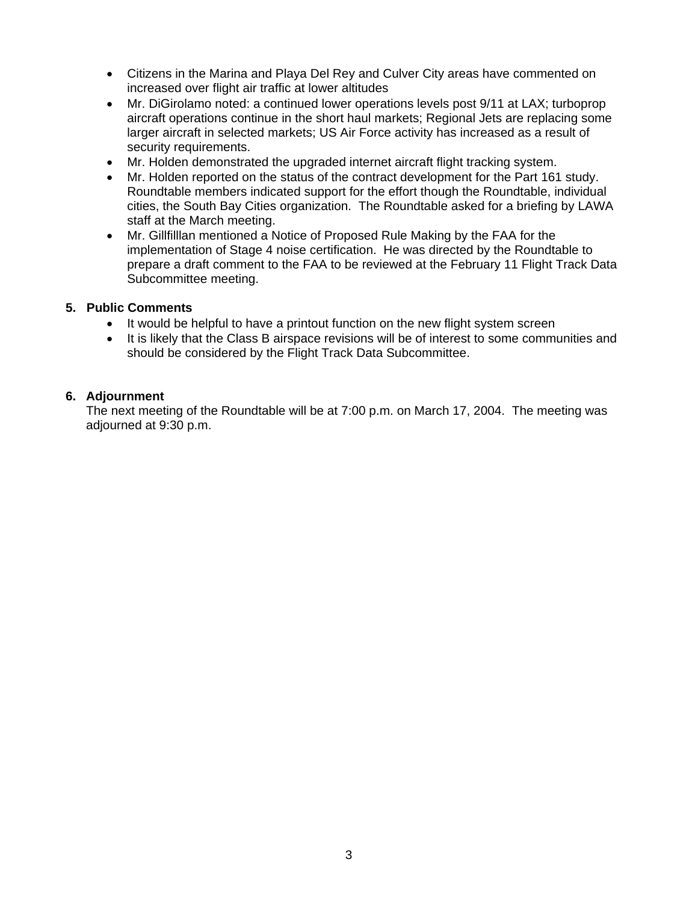- Citizens in the Marina and Playa Del Rey and Culver City areas have commented on increased over flight air traffic at lower altitudes
- Mr. DiGirolamo noted: a continued lower operations levels post 9/11 at LAX; turboprop aircraft operations continue in the short haul markets; Regional Jets are replacing some larger aircraft in selected markets; US Air Force activity has increased as a result of security requirements.
- Mr. Holden demonstrated the upgraded internet aircraft flight tracking system.
- Mr. Holden reported on the status of the contract development for the Part 161 study. Roundtable members indicated support for the effort though the Roundtable, individual cities, the South Bay Cities organization. The Roundtable asked for a briefing by LAWA staff at the March meeting.
- Mr. Gillfilllan mentioned a Notice of Proposed Rule Making by the FAA for the implementation of Stage 4 noise certification. He was directed by the Roundtable to prepare a draft comment to the FAA to be reviewed at the February 11 Flight Track Data Subcommittee meeting.

**5. Public Comments**

- It would be helpful to have a printout function on the new flight system screen
- It is likely that the Class B airspace revisions will be of interest to some communities and should be considered by the Flight Track Data Subcommittee.

**6. Adjournment**

The next meeting of the Roundtable will be at 7:00 p.m. on March 17, 2004. The meeting was adjourned at 9:30 p.m.